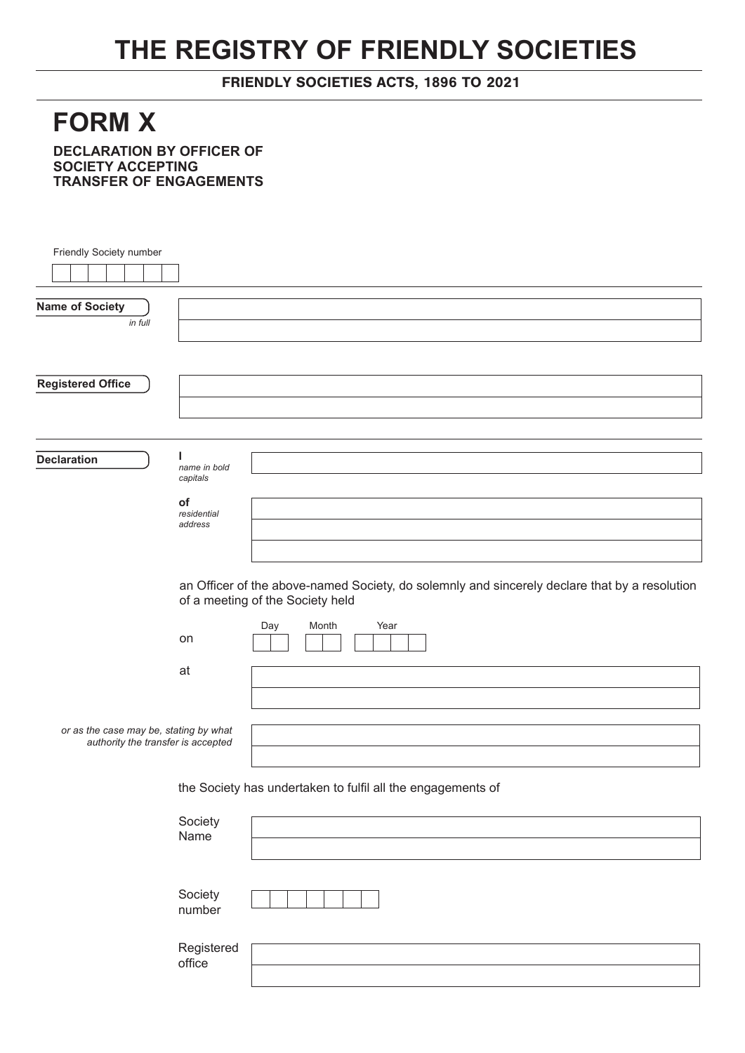# THE REGISTRY OF FRIENDLY SOCIETIES

**FRIENDLY SOCIETIES ACTS, 1896 TO 2021**

# FORM X

**DECLARATION BY OFFICER OF SOCIETY ACCEPTING TRANSFER OF ENGAGEMENTS**

Friendly Society number

**Name of Society**
*in full*

**Registered Office**

**Declaration**

**I**
*name in bold capitals*

**of**
*residential address*

an Officer of the above-named Society, do solemnly and sincerely declare that by a resolution of a meeting of the Society held

on Day Month Year

at

*or as the case may be, stating by what authority the transfer is accepted*

the Society has undertaken to fulfil all the engagements of

Society Name

Society number

Registered office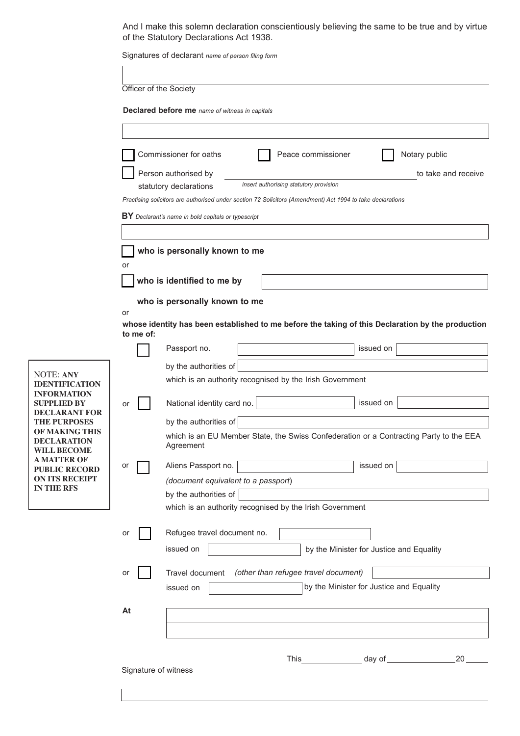And I make this solemn declaration conscientiously believing the same to be true and by virtue of the Statutory Declarations Act 1938.

Signatures of declarant *name of person filing form*

Officer of the Society

**Declared before me** *name of witness in capitals*

☐ Commissioner for oaths ☐ Peace commissioner ☐ Notary public

☐ Person authorised by statutory declarations ______________________ to take and receive
*insert authorising statutory provision*

*Practising solicitors are authorised under section 72 Solicitors (Amendment) Act 1994 to take declarations*

**BY** *Declarant's name in bold capitals or typescript*

☐ **who is personally known to me**

or

☐ **who is identified to me by**

**who is personally known to me**

or

**whose identity has been established to me before the taking of this Declaration by the production to me of:**

NOTE: **ANY IDENTIFICATION INFORMATION SUPPLIED BY DECLARANT FOR THE PURPOSES OF MAKING THIS DECLARATION WILL BECOME A MATTER OF PUBLIC RECORD ON ITS RECEIPT IN THE RFS**

☐ Passport no. ______ issued on ______
by the authorities of ______
which is an authority recognised by the Irish Government

or ☐ National identity card no. ______ issued on ______
by the authorities of ______
which is an EU Member State, the Swiss Confederation or a Contracting Party to the EEA Agreement

or ☐ Aliens Passport no. ______ issued on ______
*(document equivalent to a passport)*
by the authorities of ______
which is an authority recognised by the Irish Government

or ☐ Refugee travel document no. ______
issued on ______ by the Minister for Justice and Equality

or ☐ Travel document *(other than refugee travel document)* ______
issued on ______ by the Minister for Justice and Equality

**At**

This ______ day of ______ 20 ____

Signature of witness